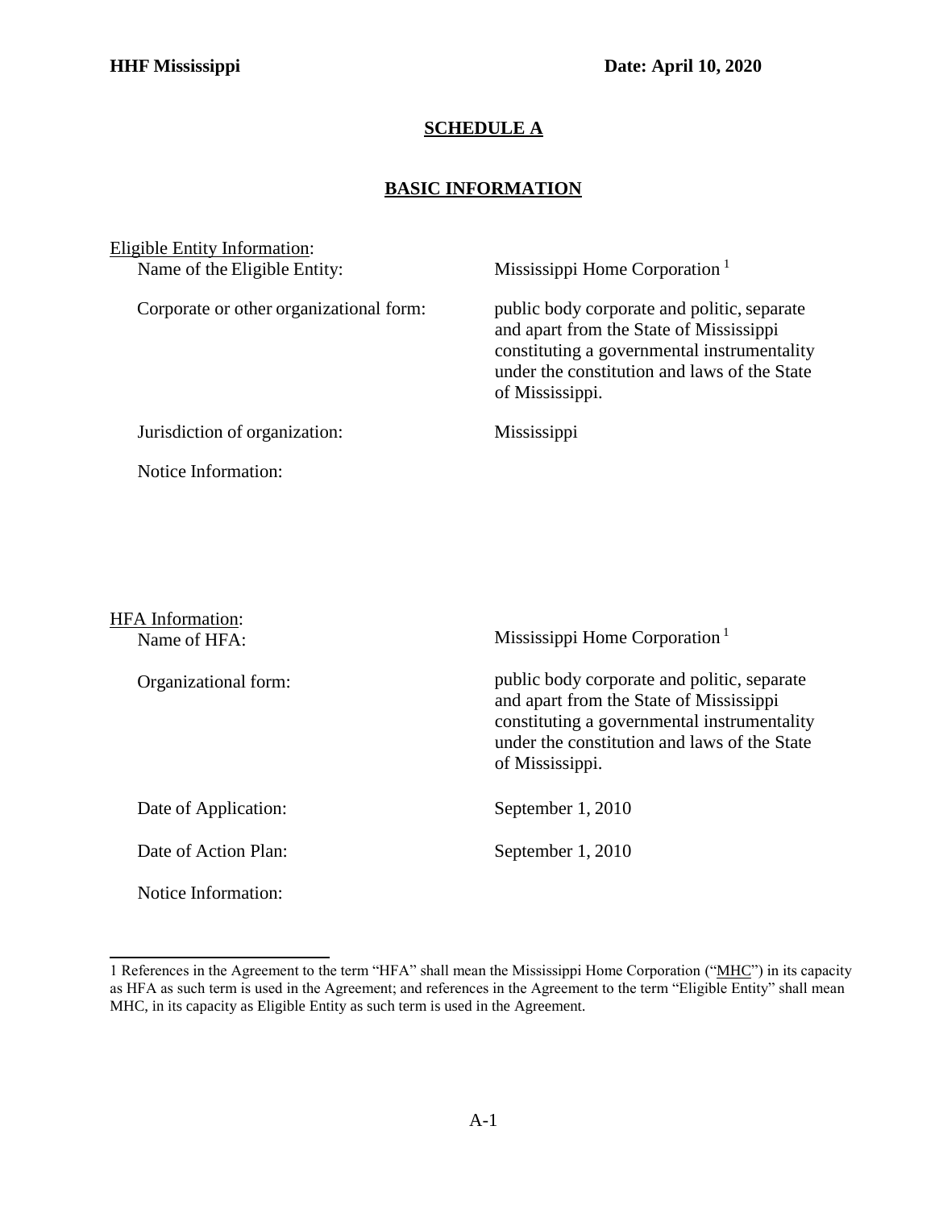**HHF Mississippi** **Date: April 10, 2020**

## SCHEDULE A

## BASIC INFORMATION

Eligible Entity Information:

| | |
|---|---|
| Name of the Eligible Entity: | Mississippi Home Corporation [1] |
| Corporate or other organizational form: | public body corporate and politic, separate and apart from the State of Mississippi constituting a governmental instrumentality under the constitution and laws of the State of Mississippi. |
| Jurisdiction of organization: | Mississippi |
| Notice Information: | |

HFA Information:

| | |
|---|---|
| Name of HFA: | Mississippi Home Corporation [1] |
| Organizational form: | public body corporate and politic, separate and apart from the State of Mississippi constituting a governmental instrumentality under the constitution and laws of the State of Mississippi. |
| Date of Application: | September 1, 2010 |
| Date of Action Plan: | September 1, 2010 |
| Notice Information: | |

1 References in the Agreement to the term "HFA" shall mean the Mississippi Home Corporation ("MHC") in its capacity as HFA as such term is used in the Agreement; and references in the Agreement to the term "Eligible Entity" shall mean MHC, in its capacity as Eligible Entity as such term is used in the Agreement.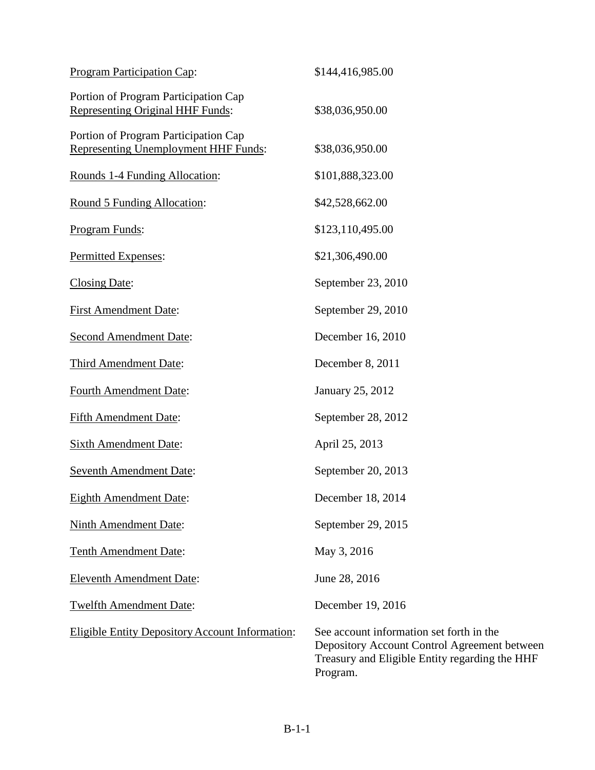| | |
|---|---|
| Program Participation Cap: | $144,416,985.00 |
| Portion of Program Participation Cap Representing Original HHF Funds: | $38,036,950.00 |
| Portion of Program Participation Cap Representing Unemployment HHF Funds: | $38,036,950.00 |
| Rounds 1-4 Funding Allocation: | $101,888,323.00 |
| Round 5 Funding Allocation: | $42,528,662.00 |
| Program Funds: | $123,110,495.00 |
| Permitted Expenses: | $21,306,490.00 |
| Closing Date: | September 23, 2010 |
| First Amendment Date: | September 29, 2010 |
| Second Amendment Date: | December 16, 2010 |
| Third Amendment Date: | December 8, 2011 |
| Fourth Amendment Date: | January 25, 2012 |
| Fifth Amendment Date: | September 28, 2012 |
| Sixth Amendment Date: | April 25, 2013 |
| Seventh Amendment Date: | September 20, 2013 |
| Eighth Amendment Date: | December 18, 2014 |
| Ninth Amendment Date: | September 29, 2015 |
| Tenth Amendment Date: | May 3, 2016 |
| Eleventh Amendment Date: | June 28, 2016 |
| Twelfth Amendment Date: | December 19, 2016 |
| Eligible Entity Depository Account Information: | See account information set forth in the Depository Account Control Agreement between Treasury and Eligible Entity regarding the HHF Program. |

B-1-1